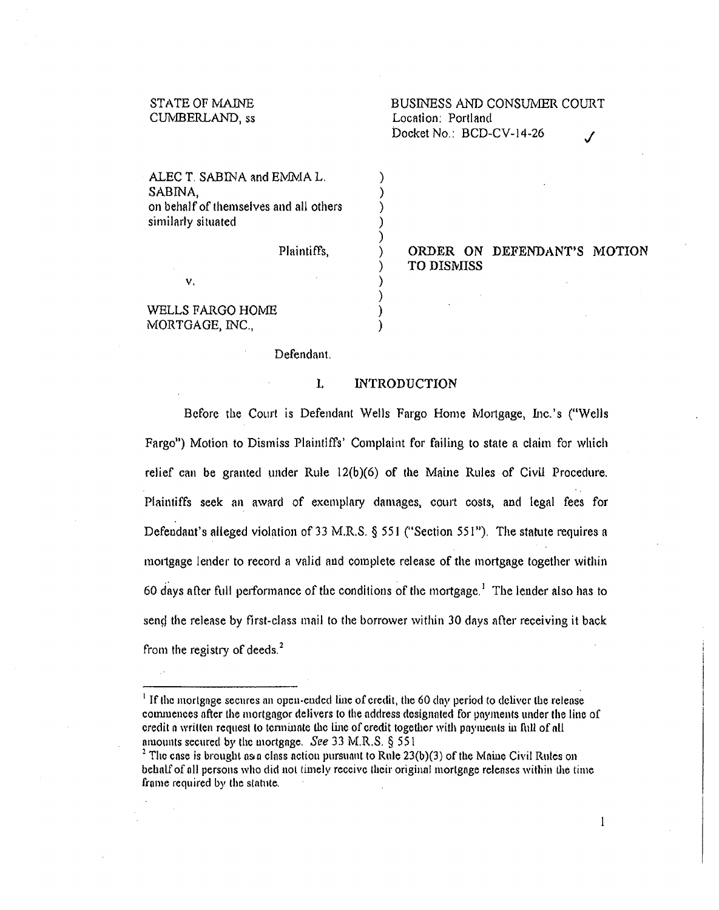STATE OF MAINE
CUMBERLAND, ss

BUSINESS AND CONSUMER COURT
Location: Portland
Docket No.: BCD-CV-14-26 ✓

ALEC T. SABINA and EMMA L. SABINA,
on behalf of themselves and all others similarly situated

Plaintiffs,

v.

WELLS FARGO HOME MORTGAGE, INC.,

Defendant.

**ORDER ON DEFENDANT'S MOTION TO DISMISS**

## I. INTRODUCTION

Before the Court is Defendant Wells Fargo Home Mortgage, Inc.'s ("Wells Fargo") Motion to Dismiss Plaintiffs' Complaint for failing to state a claim for which relief can be granted under Rule 12(b)(6) of the Maine Rules of Civil Procedure. Plaintiffs seek an award of exemplary damages, court costs, and legal fees for Defendant's alleged violation of 33 M.R.S. § 551 ("Section 551"). The statute requires a mortgage lender to record a valid and complete release of the mortgage together within 60 days after full performance of the conditions of the mortgage.[1] The lender also has to send the release by first-class mail to the borrower within 30 days after receiving it back from the registry of deeds.[2]

---

[1] If the mortgage secures an open-ended line of credit, the 60 day period to deliver the release commences after the mortgagor delivers to the address designated for payments under the line of credit a written request to terminate the line of credit together with payments in full of all amounts secured by the mortgage. *See* 33 M.R.S. § 551

[2] The case is brought as a class action pursuant to Rule 23(b)(3) of the Maine Civil Rules on behalf of all persons who did not timely receive their original mortgage releases within the time frame required by the statute.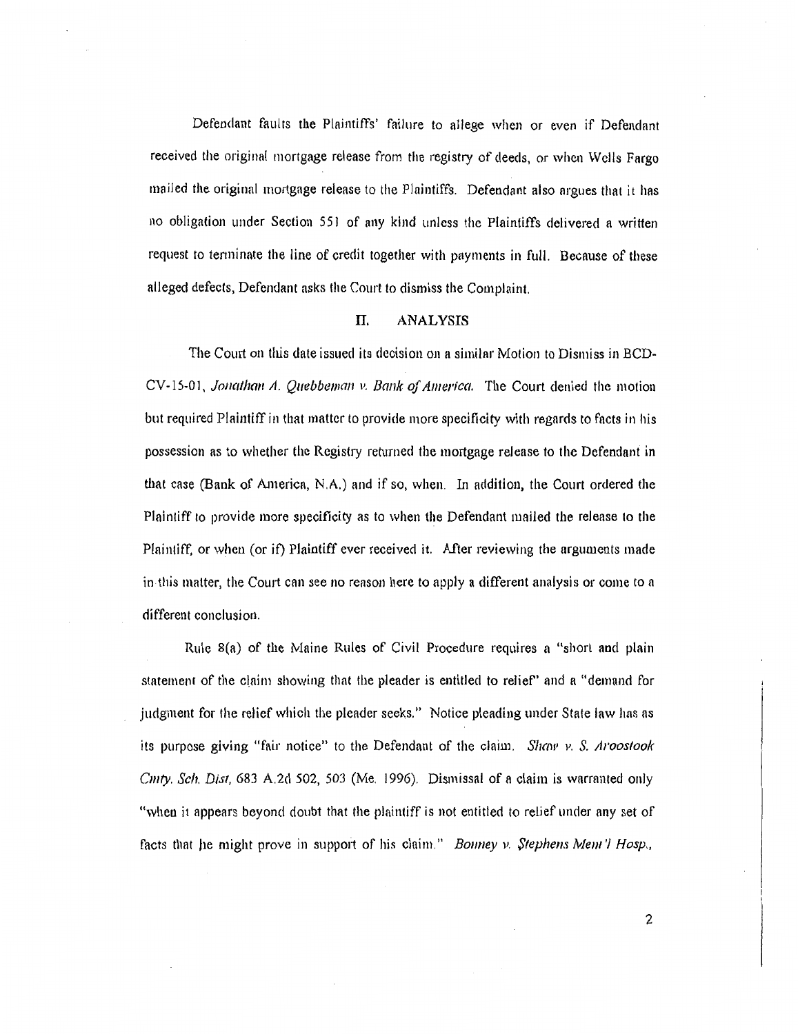Defendant faults the Plaintiffs' failure to allege when or even if Defendant received the original mortgage release from the registry of deeds, or when Wells Fargo mailed the original mortgage release to the Plaintiffs. Defendant also argues that it has no obligation under Section 551 of any kind unless the Plaintiffs delivered a written request to terminate the line of credit together with payments in full. Because of these alleged defects, Defendant asks the Court to dismiss the Complaint.

## II. ANALYSIS

The Court on this date issued its decision on a similar Motion to Dismiss in BCD-CV-15-01, *Jonathan A. Quebbeman v. Bank of America*. The Court denied the motion but required Plaintiff in that matter to provide more specificity with regards to facts in his possession as to whether the Registry returned the mortgage release to the Defendant in that case (Bank of America, N.A.) and if so, when. In addition, the Court ordered the Plaintiff to provide more specificity as to when the Defendant mailed the release to the Plaintiff, or when (or if) Plaintiff ever received it. After reviewing the arguments made in this matter, the Court can see no reason here to apply a different analysis or come to a different conclusion.

Rule 8(a) of the Maine Rules of Civil Procedure requires a "short and plain statement of the claim showing that the pleader is entitled to relief" and a "demand for judgment for the relief which the pleader seeks." Notice pleading under State law has as its purpose giving "fair notice" to the Defendant of the claim. *Shaw v. S. Aroostook Cmty. Sch. Dist*, 683 A.2d 502, 503 (Me. 1996). Dismissal of a claim is warranted only "when it appears beyond doubt that the plaintiff is not entitled to relief under any set of facts that he might prove in support of his claim." *Bonney v. Stephens Mem'l Hosp.*,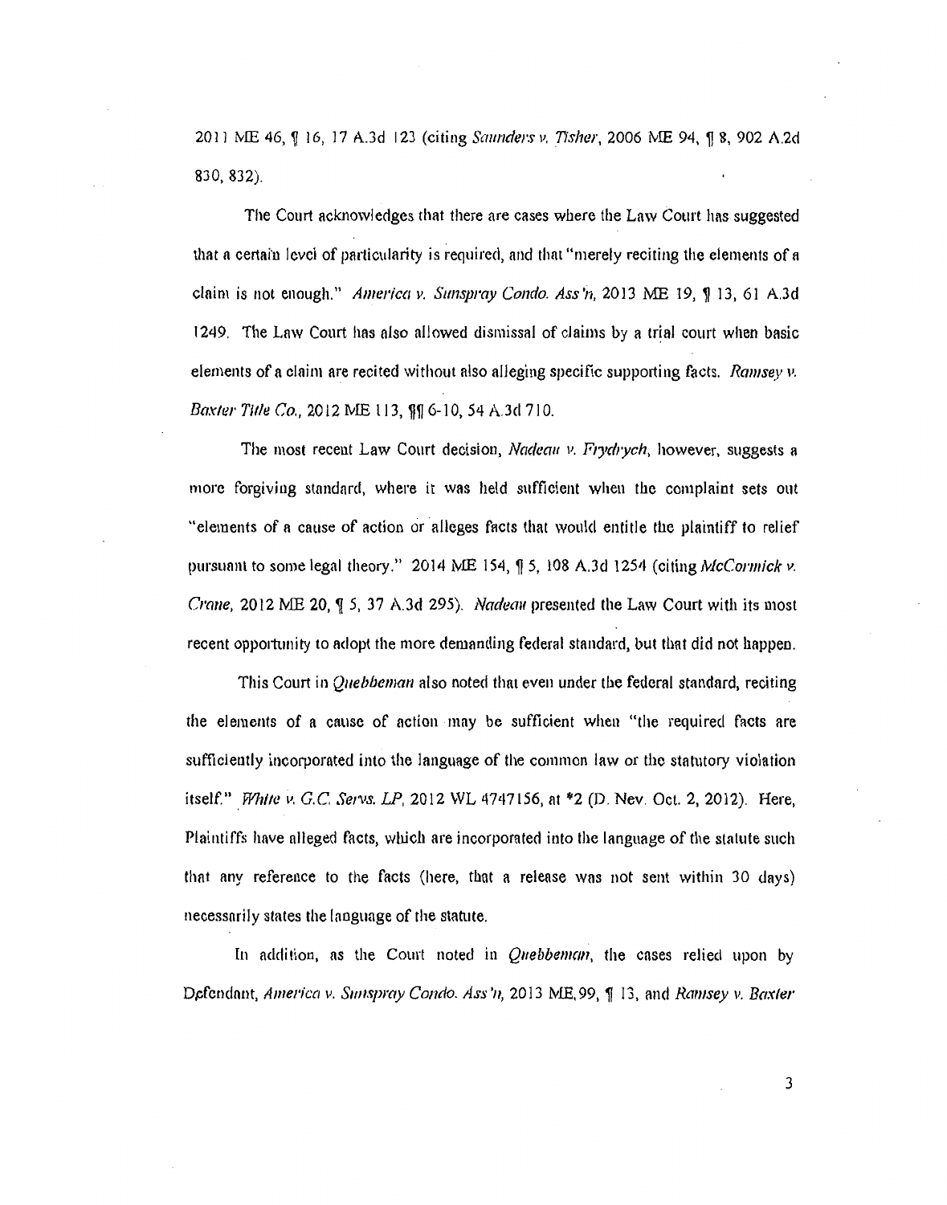2011 ME 46, ¶ 16, 17 A.3d 123 (citing *Saunders v. Tisher*, 2006 ME 94, ¶ 8, 902 A.2d 830, 832).

The Court acknowledges that there are cases where the Law Court has suggested that a certain level of particularity is required, and that "merely reciting the elements of a claim is not enough." *America v. Sunspray Condo. Ass'n*, 2013 ME 19, ¶ 13, 61 A.3d 1249. The Law Court has also allowed dismissal of claims by a trial court when basic elements of a claim are recited without also alleging specific supporting facts. *Ramsey v. Baxter Title Co.*, 2012 ME 113, ¶¶ 6-10, 54 A.3d 710.

The most recent Law Court decision, *Nadeau v. Frydrych*, however, suggests a more forgiving standard, where it was held sufficient when the complaint sets out "elements of a cause of action or alleges facts that would entitle the plaintiff to relief pursuant to some legal theory." 2014 ME 154, ¶ 5, 108 A.3d 1254 (citing *McCormick v. Crane*, 2012 ME 20, ¶ 5, 37 A.3d 295). *Nadeau* presented the Law Court with its most recent opportunity to adopt the more demanding federal standard, but that did not happen.

This Court in *Quebbeman* also noted that even under the federal standard, reciting the elements of a cause of action may be sufficient when "the required facts are sufficiently incorporated into the language of the common law or the statutory violation itself." *White v. G.C. Servs. LP*, 2012 WL 4747156, at *2 (D. Nev. Oct. 2, 2012). Here, Plaintiffs have alleged facts, which are incorporated into the language of the statute such that any reference to the facts (here, that a release was not sent within 30 days) necessarily states the language of the statute.

In addition, as the Court noted in *Quebbeman*, the cases relied upon by Defendant, *America v. Sunspray Condo. Ass'n*, 2013 ME 99, ¶ 13, and *Ramsey v. Baxter*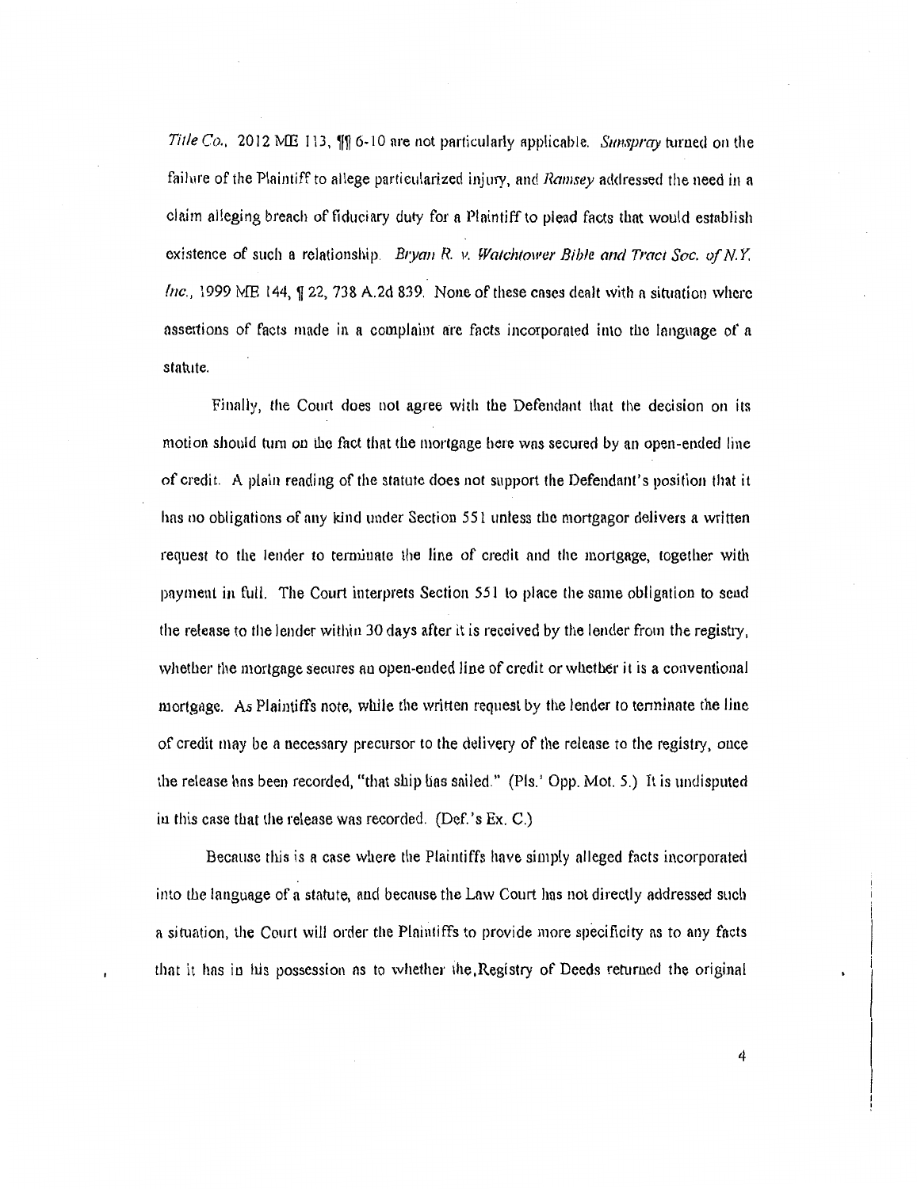*Title Co.*, 2012 ME 113, ¶¶ 6-10 are not particularly applicable. *Sunspray* turned on the failure of the Plaintiff to allege particularized injury, and *Ramsey* addressed the need in a claim alleging breach of fiduciary duty for a Plaintiff to plead facts that would establish existence of such a relationship. *Bryan R. v. Watchtower Bible and Tract Soc. of N.Y. Inc.*, 1999 ME 144, ¶ 22, 738 A.2d 839. None of these cases dealt with a situation where assertions of facts made in a complaint are facts incorporated into the language of a statute.

Finally, the Court does not agree with the Defendant that the decision on its motion should turn on the fact that the mortgage here was secured by an open-ended line of credit. A plain reading of the statute does not support the Defendant's position that it has no obligations of any kind under Section 551 unless the mortgagor delivers a written request to the lender to terminate the line of credit and the mortgage, together with payment in full. The Court interprets Section 551 to place the same obligation to send the release to the lender within 30 days after it is received by the lender from the registry, whether the mortgage secures an open-ended line of credit or whether it is a conventional mortgage. As Plaintiffs note, while the written request by the lender to terminate the line of credit may be a necessary precursor to the delivery of the release to the registry, once the release has been recorded, "that ship has sailed." (Pls.' Opp. Mot. 5.) It is undisputed in this case that the release was recorded. (Def.'s Ex. C.)

Because this is a case where the Plaintiffs have simply alleged facts incorporated into the language of a statute, and because the Law Court has not directly addressed such a situation, the Court will order the Plaintiffs to provide more specificity as to any facts that it has in his possession as to whether the Registry of Deeds returned the original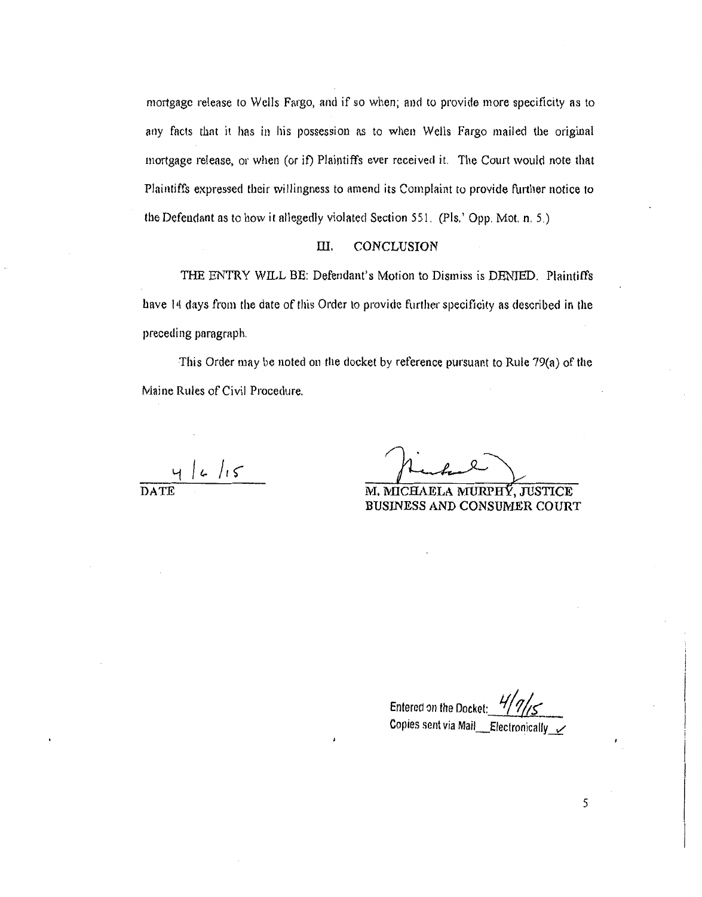mortgage release to Wells Fargo, and if so when; and to provide more specificity as to any facts that it has in his possession as to when Wells Fargo mailed the original mortgage release, or when (or if) Plaintiffs ever received it. The Court would note that Plaintiffs expressed their willingness to amend its Complaint to provide further notice to the Defendant as to how it allegedly violated Section 551. (Pls.' Opp. Mot. n. 5.)

## III. CONCLUSION

THE ENTRY WILL BE: Defendant's Motion to Dismiss is DENIED. Plaintiffs have 14 days from the date of this Order to provide further specificity as described in the preceding paragraph.

This Order may be noted on the docket by reference pursuant to Rule 79(a) of the Maine Rules of Civil Procedure.

4/6/15
DATE

M. MICHAELA MURPHY, JUSTICE
BUSINESS AND CONSUMER COURT

Entered on the Docket: 4/7/15
Copies sent via Mail ___ Electronically ✓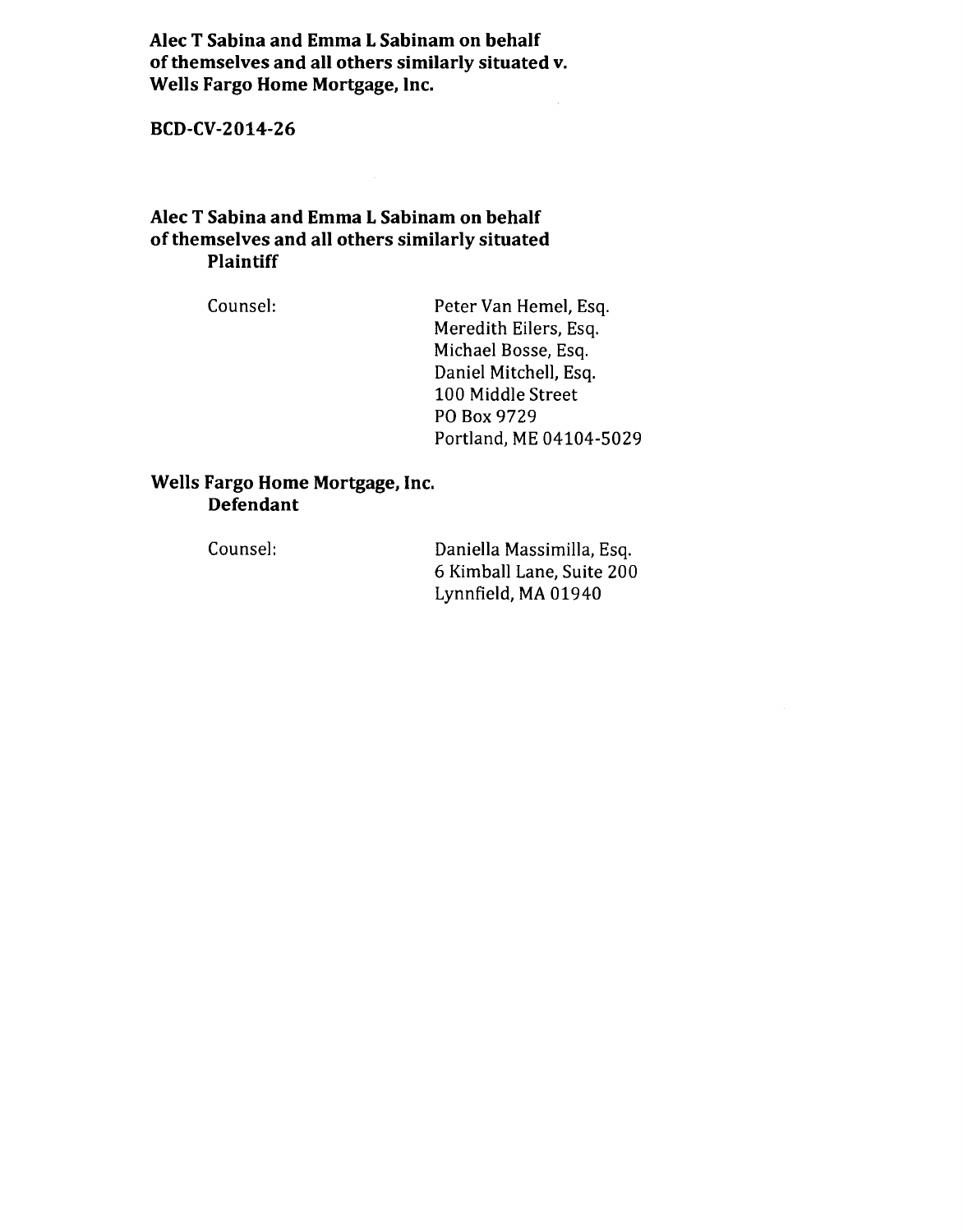**Alec T Sabina and Emma L Sabinam on behalf of themselves and all others similarly situated v. Wells Fargo Home Mortgage, Inc.**

**BCD-CV-2014-26**

**Alec T Sabina and Emma L Sabinam on behalf of themselves and all others similarly situated**
**Plaintiff**

Counsel:

Peter Van Hemel, Esq.
Meredith Eilers, Esq.
Michael Bosse, Esq.
Daniel Mitchell, Esq.
100 Middle Street
PO Box 9729
Portland, ME 04104-5029

**Wells Fargo Home Mortgage, Inc.**
**Defendant**

Counsel:

Daniella Massimilla, Esq.
6 Kimball Lane, Suite 200
Lynnfield, MA 01940